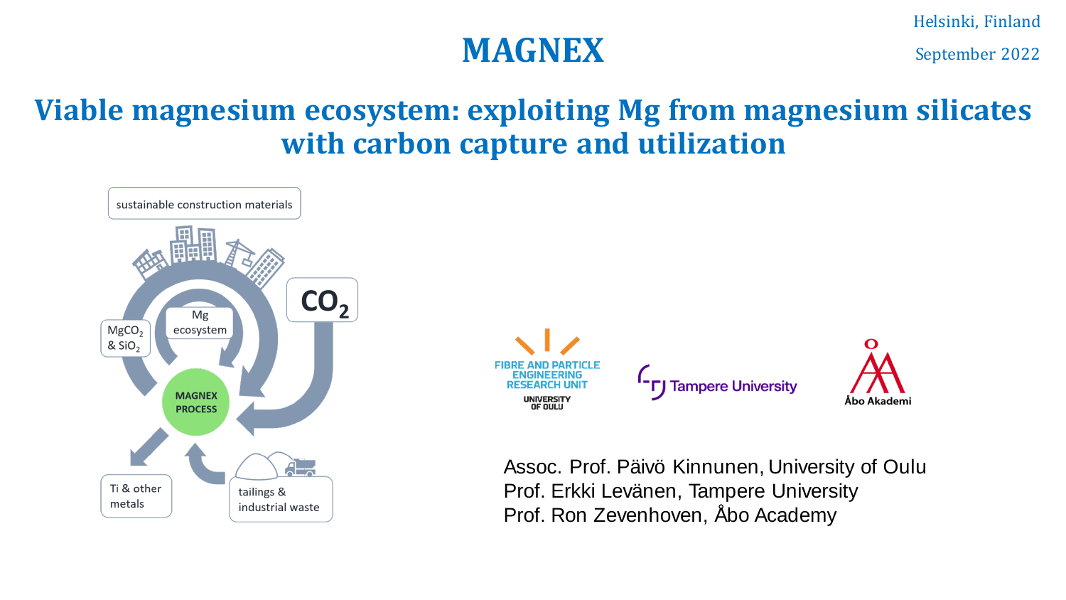Helsinki, Finland

September 2022

# MAGNEX

## Viable magnesium ecosystem: exploiting Mg from magnesium silicates with carbon capture and utilization

sustainable construction materials

$CO_2$

Mg ecosystem

$MgCO_2$ & $SiO_2$

MAGNEX PROCESS

Ti & other metals

tailings & industrial waste

FIBRE AND PARTICLE ENGINEERING RESEARCH UNIT
UNIVERSITY OF OULU

Tampere University

Åbo Akademi

Assoc. Prof. Päivö Kinnunen, University of Oulu
Prof. Erkki Levänen, Tampere University
Prof. Ron Zevenhoven, Åbo Academy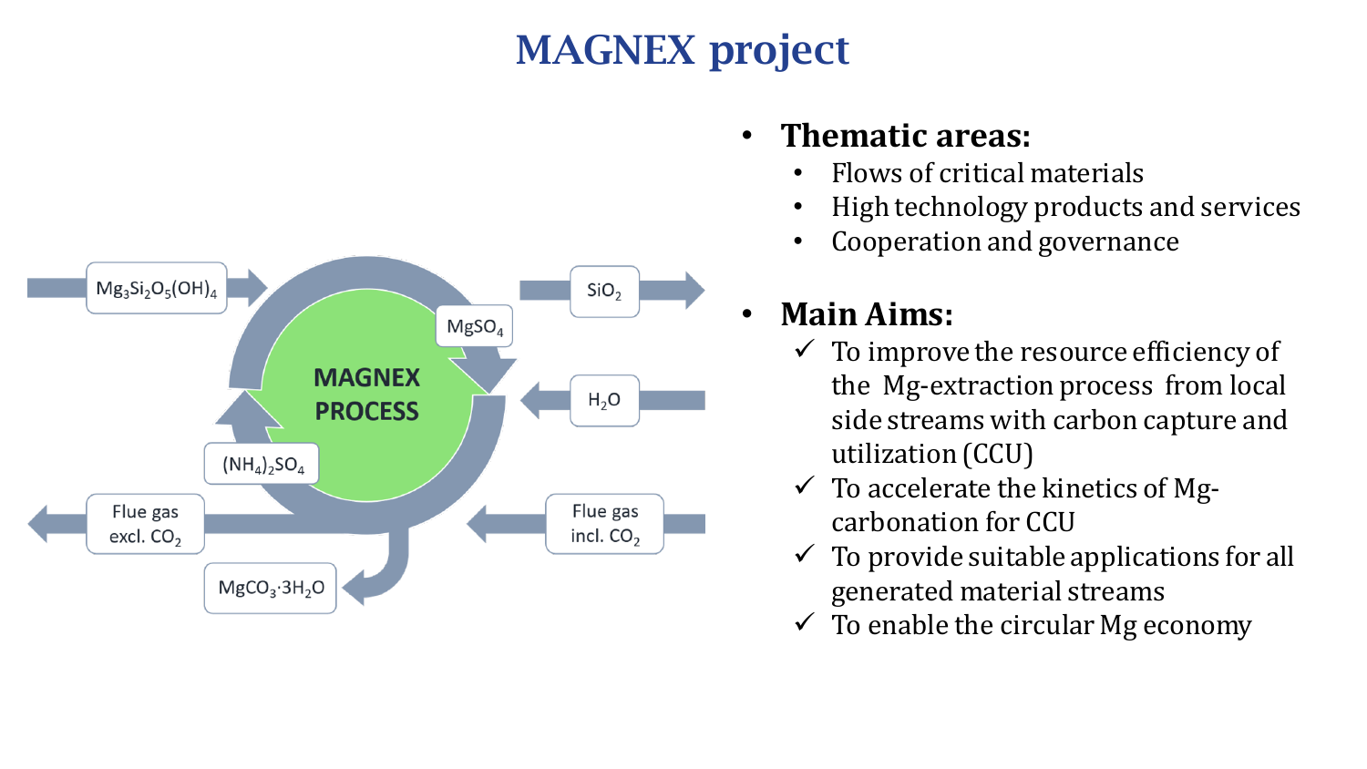# MAGNEX project

$Mg_3Si_2O_5(OH)_4$

$MgSO_4$

$SiO_2$

**MAGNEX PROCESS**

$H_2O$

$(NH_4)_2SO_4$

Flue gas excl. $CO_2$

Flue gas incl. $CO_2$

$MgCO_3{\cdot}3H_2O$

- **Thematic areas:**
  - Flows of critical materials
  - High technology products and services
  - Cooperation and governance

- **Main Aims:**
  - ✓ To improve the resource efficiency of the Mg-extraction process from local side streams with carbon capture and utilization (CCU)
  - ✓ To accelerate the kinetics of Mg-carbonation for CCU
  - ✓ To provide suitable applications for all generated material streams
  - ✓ To enable the circular Mg economy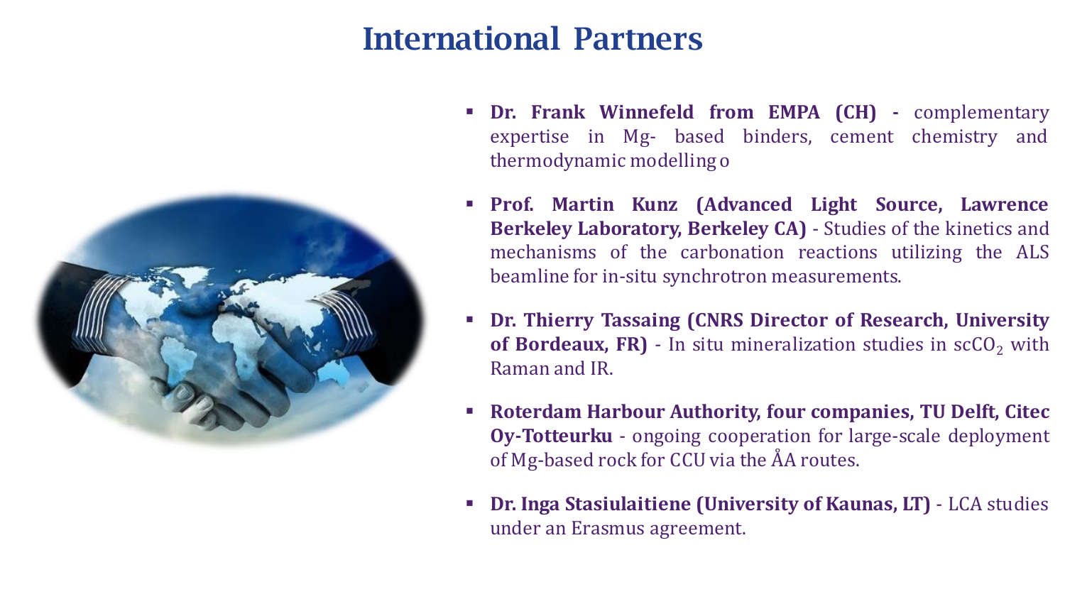# International Partners

- **Dr. Frank Winnefeld from EMPA (CH) -** complementary expertise in Mg- based binders, cement chemistry and thermodynamic modelling o
- **Prof. Martin Kunz (Advanced Light Source, Lawrence Berkeley Laboratory, Berkeley CA)** - Studies of the kinetics and mechanisms of the carbonation reactions utilizing the ALS beamline for in-situ synchrotron measurements.
- **Dr. Thierry Tassaing (CNRS Director of Research, University of Bordeaux, FR)** - In situ mineralization studies in $scCO_2$ with Raman and IR.
- **Roterdam Harbour Authority, four companies, TU Delft, Citec Oy-Totteurku** - ongoing cooperation for large-scale deployment of Mg-based rock for CCU via the ÅA routes.
- **Dr. Inga Stasiulaitiene (University of Kaunas, LT)** - LCA studies under an Erasmus agreement.